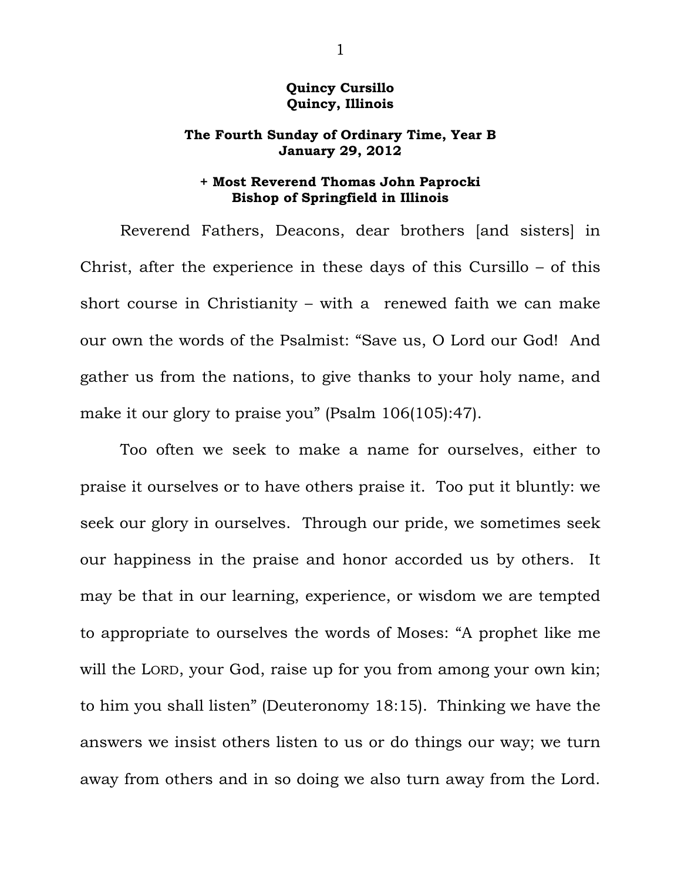**Quincy Cursillo**
**Quincy, Illinois**

**The Fourth Sunday of Ordinary Time, Year B**
**January 29, 2012**

**+ Most Reverend Thomas John Paprocki**
**Bishop of Springfield in Illinois**

Reverend Fathers, Deacons, dear brothers [and sisters] in Christ, after the experience in these days of this Cursillo – of this short course in Christianity – with a renewed faith we can make our own the words of the Psalmist: "Save us, O Lord our God! And gather us from the nations, to give thanks to your holy name, and make it our glory to praise you" (Psalm 106(105):47).

Too often we seek to make a name for ourselves, either to praise it ourselves or to have others praise it. Too put it bluntly: we seek our glory in ourselves. Through our pride, we sometimes seek our happiness in the praise and honor accorded us by others. It may be that in our learning, experience, or wisdom we are tempted to appropriate to ourselves the words of Moses: "A prophet like me will the LORD, your God, raise up for you from among your own kin; to him you shall listen" (Deuteronomy 18:15). Thinking we have the answers we insist others listen to us or do things our way; we turn away from others and in so doing we also turn away from the Lord.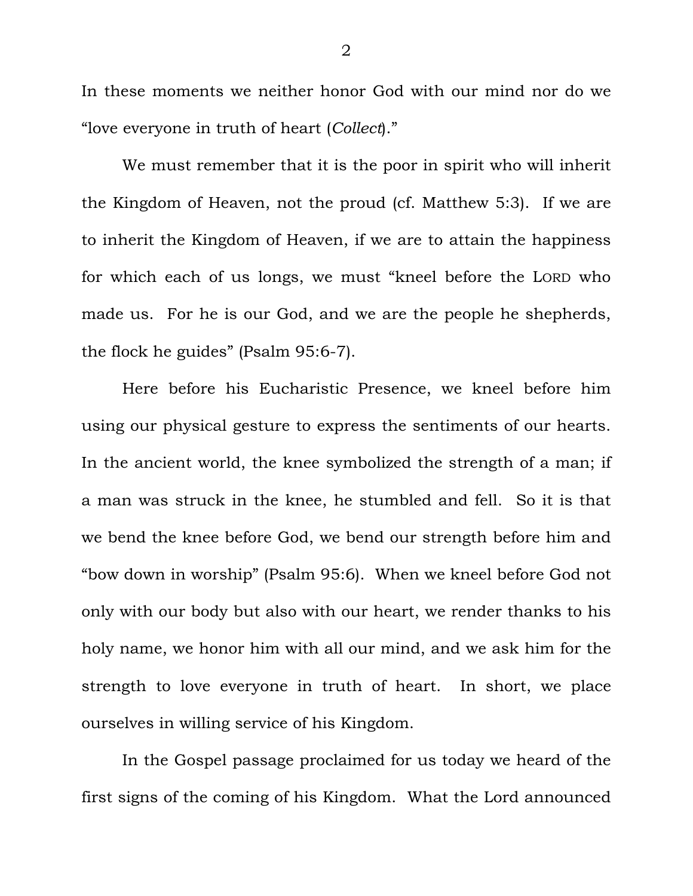In these moments we neither honor God with our mind nor do we "love everyone in truth of heart (*Collect*)."

We must remember that it is the poor in spirit who will inherit the Kingdom of Heaven, not the proud (cf. Matthew 5:3). If we are to inherit the Kingdom of Heaven, if we are to attain the happiness for which each of us longs, we must "kneel before the LORD who made us. For he is our God, and we are the people he shepherds, the flock he guides" (Psalm 95:6-7).

Here before his Eucharistic Presence, we kneel before him using our physical gesture to express the sentiments of our hearts. In the ancient world, the knee symbolized the strength of a man; if a man was struck in the knee, he stumbled and fell. So it is that we bend the knee before God, we bend our strength before him and "bow down in worship" (Psalm 95:6). When we kneel before God not only with our body but also with our heart, we render thanks to his holy name, we honor him with all our mind, and we ask him for the strength to love everyone in truth of heart. In short, we place ourselves in willing service of his Kingdom.

In the Gospel passage proclaimed for us today we heard of the first signs of the coming of his Kingdom. What the Lord announced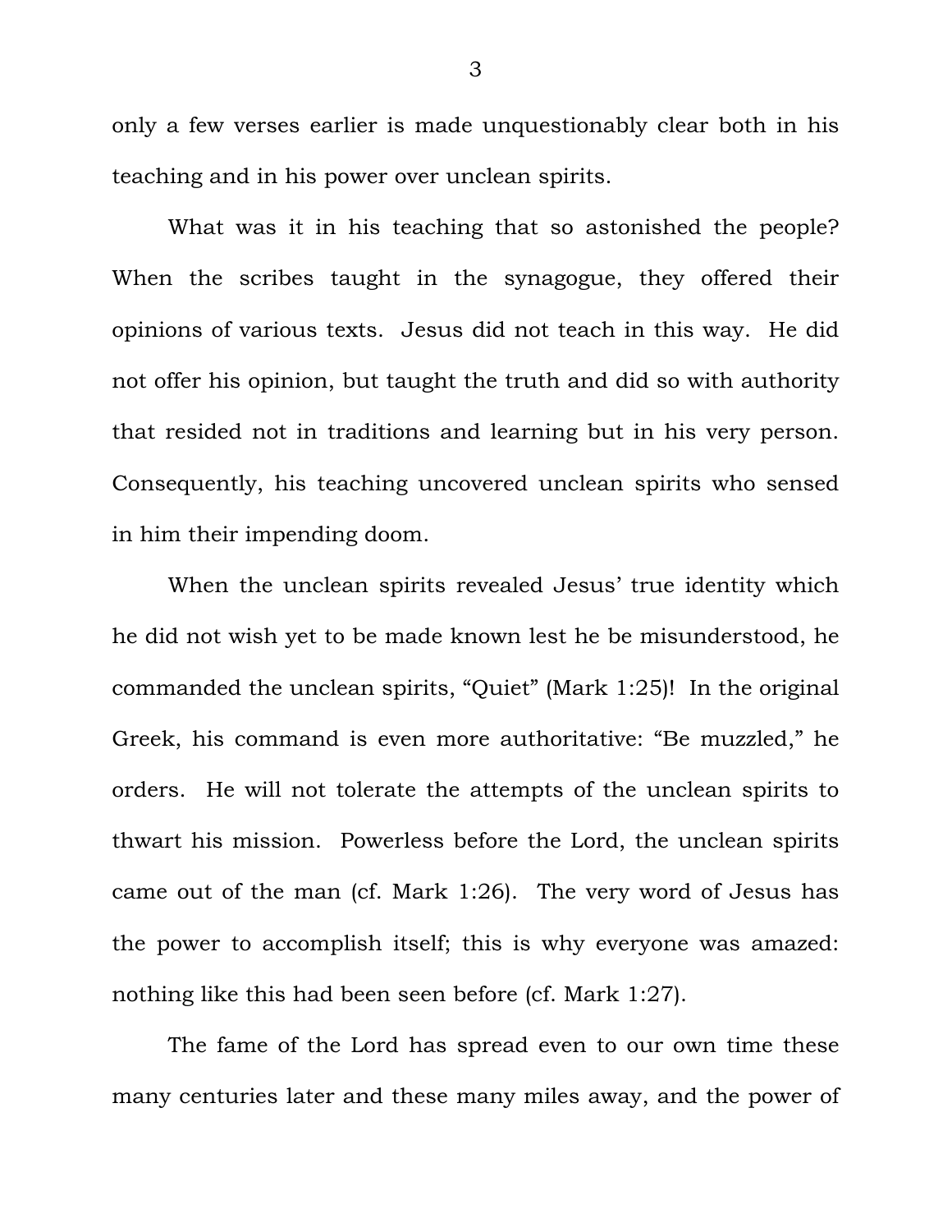only a few verses earlier is made unquestionably clear both in his teaching and in his power over unclean spirits.

What was it in his teaching that so astonished the people? When the scribes taught in the synagogue, they offered their opinions of various texts. Jesus did not teach in this way. He did not offer his opinion, but taught the truth and did so with authority that resided not in traditions and learning but in his very person. Consequently, his teaching uncovered unclean spirits who sensed in him their impending doom.

When the unclean spirits revealed Jesus' true identity which he did not wish yet to be made known lest he be misunderstood, he commanded the unclean spirits, "Quiet" (Mark 1:25)! In the original Greek, his command is even more authoritative: "Be muzzled," he orders. He will not tolerate the attempts of the unclean spirits to thwart his mission. Powerless before the Lord, the unclean spirits came out of the man (cf. Mark 1:26). The very word of Jesus has the power to accomplish itself; this is why everyone was amazed: nothing like this had been seen before (cf. Mark 1:27).

The fame of the Lord has spread even to our own time these many centuries later and these many miles away, and the power of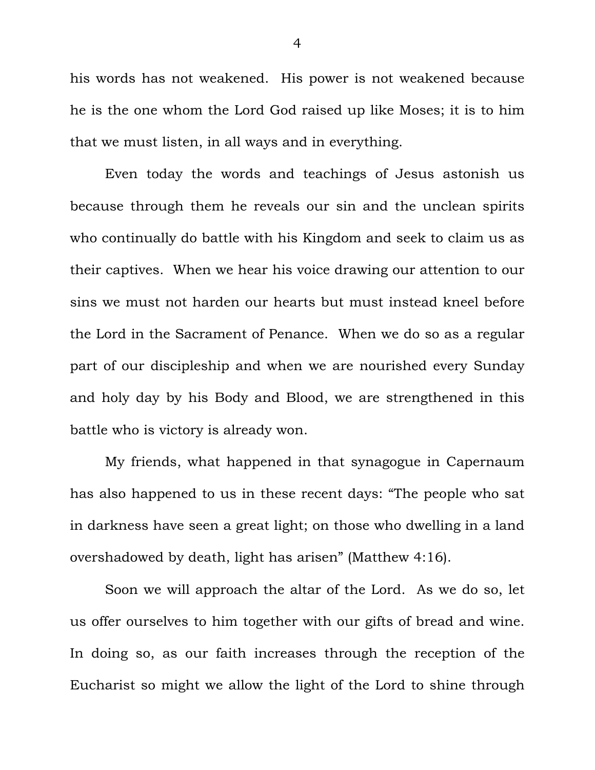his words has not weakened. His power is not weakened because he is the one whom the Lord God raised up like Moses; it is to him that we must listen, in all ways and in everything.

Even today the words and teachings of Jesus astonish us because through them he reveals our sin and the unclean spirits who continually do battle with his Kingdom and seek to claim us as their captives. When we hear his voice drawing our attention to our sins we must not harden our hearts but must instead kneel before the Lord in the Sacrament of Penance. When we do so as a regular part of our discipleship and when we are nourished every Sunday and holy day by his Body and Blood, we are strengthened in this battle who is victory is already won.

My friends, what happened in that synagogue in Capernaum has also happened to us in these recent days: "The people who sat in darkness have seen a great light; on those who dwelling in a land overshadowed by death, light has arisen" (Matthew 4:16).

Soon we will approach the altar of the Lord. As we do so, let us offer ourselves to him together with our gifts of bread and wine. In doing so, as our faith increases through the reception of the Eucharist so might we allow the light of the Lord to shine through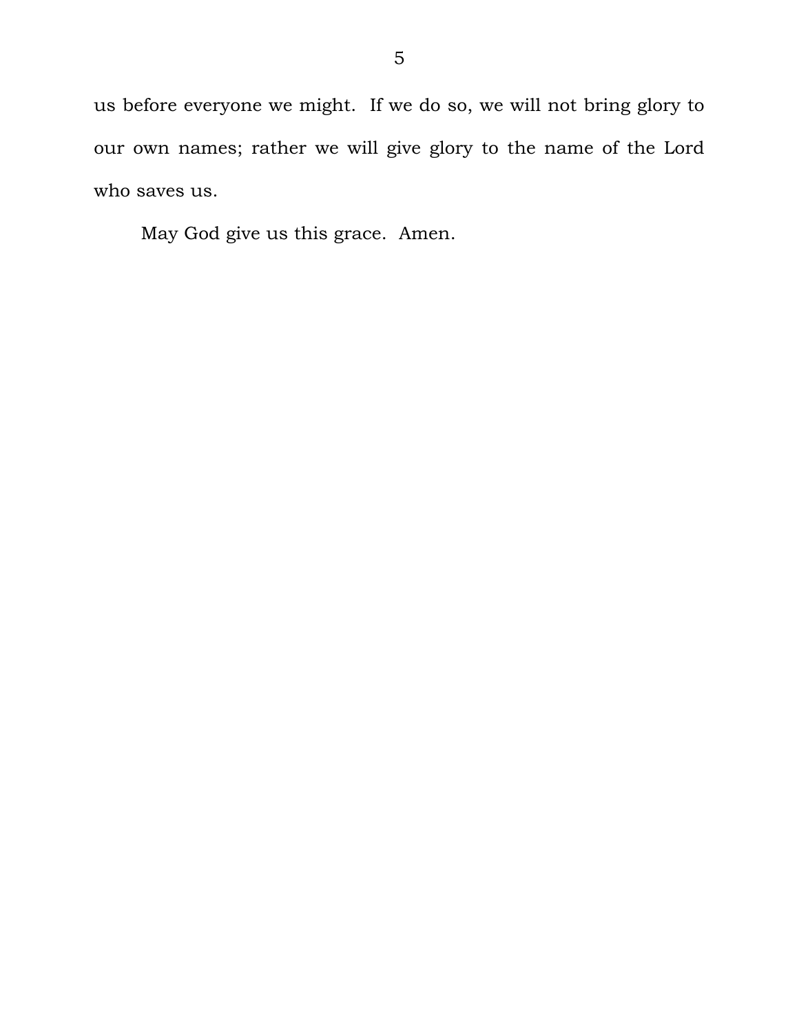us before everyone we might. If we do so, we will not bring glory to our own names; rather we will give glory to the name of the Lord who saves us.

May God give us this grace. Amen.